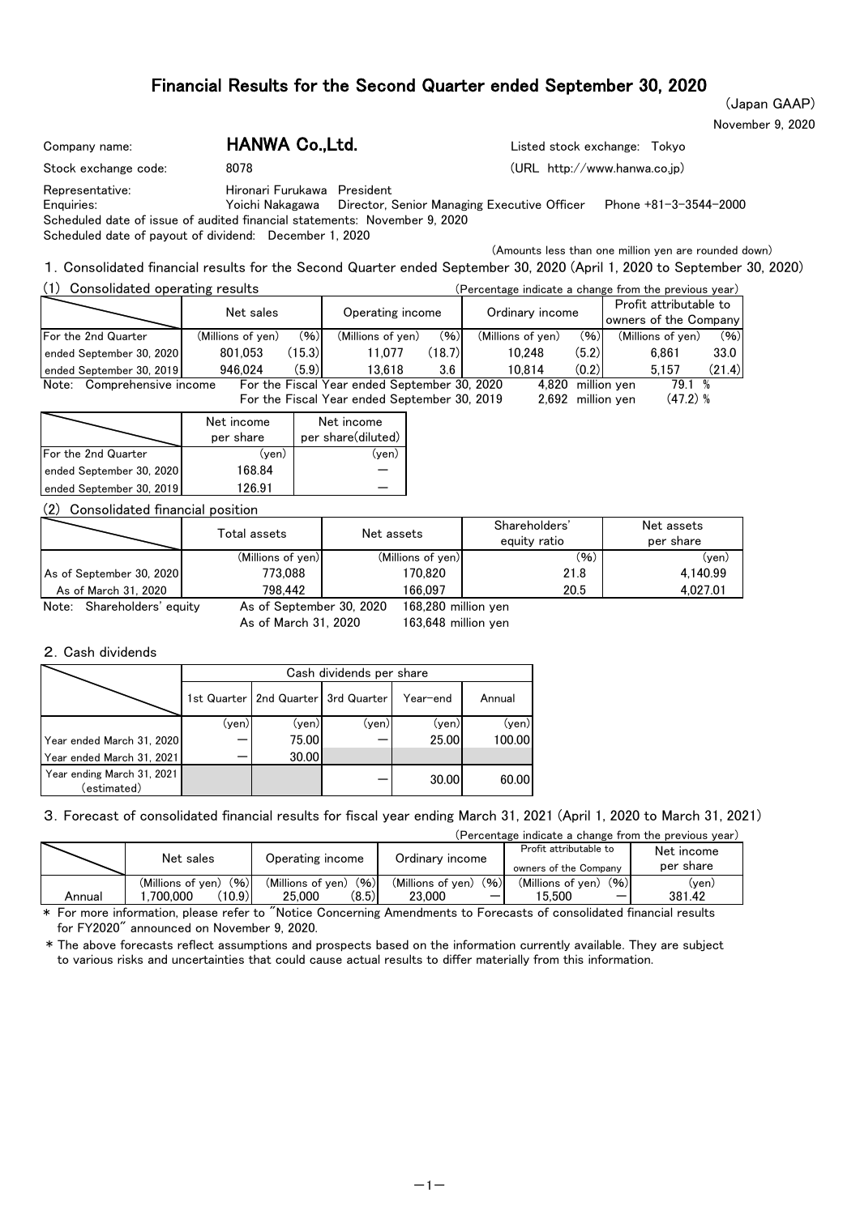# Financial Results for the Second Quarter ended September 30, 2020

(Japan GAAP)

November 9, 2020

Company name: **HANWA Co.,Ltd.** Listed stock exchange: Tokyo

Stock exchange code: 8078 (URL http://www.hanwa.co.jp)

Representative: Hironari Furukawa President

Enquiries: Yoichi Nakagawa Director, Senior Managing Executive Officer Phone +81-3-3544-2000

Scheduled date of issue of audited financial statements: November 9, 2020

Scheduled date of payout of dividend: December 1, 2020

(Amounts less than one million yen are rounded down)

## 1. Consolidated financial results for the Second Quarter ended September 30, 2020 (April 1, 2020 to September 30, 2020)

### (1) Consolidated operating results

(Percentage indicate a change from the previous year)

| | Net sales | | Operating income | | Ordinary income | | Profit attributable to owners of the Company | |
|---|---|---|---|---|---|---|---|---|
| For the 2nd Quarter | (Millions of yen) | (%) | (Millions of yen) | (%) | (Millions of yen) | (%) | (Millions of yen) | (%) |
| ended September 30, 2020 | 801,053 | (15.3) | 11,077 | (18.7) | 10,248 | (5.2) | 6,861 | 33.0 |
| ended September 30, 2019 | 946,024 | (5.9) | 13,618 | 3.6 | 10,814 | (0.2) | 5,157 | (21.4) |

Note: Comprehensive income For the Fiscal Year ended September 30, 2020 4,820 million yen 79.1 %
For the Fiscal Year ended September 30, 2019 2,692 million yen (47.2) %

| | Net income per share | Net income per share(diluted) |
|---|---|---|
| For the 2nd Quarter | (yen) | (yen) |
| ended September 30, 2020 | 168.84 | — |
| ended September 30, 2019 | 126.91 | — |

### (2) Consolidated financial position

| | Total assets | Net assets | Shareholders' equity ratio | Net assets per share |
|---|---|---|---|---|
| | (Millions of yen) | (Millions of yen) | (%) | (yen) |
| As of September 30, 2020 | 773,088 | 170,820 | 21.8 | 4,140.99 |
| As of March 31, 2020 | 798,442 | 166,097 | 20.5 | 4,027.01 |

Note: Shareholders' equity As of September 30, 2020 168,280 million yen
As of March 31, 2020 163,648 million yen

## 2. Cash dividends

| | Cash dividends per share | | | | |
|---|---|---|---|---|---|
| | 1st Quarter | 2nd Quarter | 3rd Quarter | Year-end | Annual |
| | (yen) | (yen) | (yen) | (yen) | (yen) |
| Year ended March 31, 2020 | — | 75.00 | — | 25.00 | 100.00 |
| Year ended March 31, 2021 | — | 30.00 | | | |
| Year ending March 31, 2021 (estimated) | | | — | 30.00 | 60.00 |

## 3. Forecast of consolidated financial results for fiscal year ending March 31, 2021 (April 1, 2020 to March 31, 2021)

(Percentage indicate a change from the previous year)

| | Net sales | | Operating income | | Ordinary income | | Profit attributable to owners of the Company | | Net income per share |
|---|---|---|---|---|---|---|---|---|---|
| | (Millions of yen) | (%) | (Millions of yen) | (%) | (Millions of yen) | (%) | (Millions of yen) | (%) | (yen) |
| Annual | 1,700,000 | (10.9) | 25,000 | (8.5) | 23,000 | — | 15,500 | — | 381.42 |

* For more information, please refer to "Notice Concerning Amendments to Forecasts of consolidated financial results for FY2020" announced on November 9, 2020.

* The above forecasts reflect assumptions and prospects based on the information currently available. They are subject to various risks and uncertainties that could cause actual results to differ materially from this information.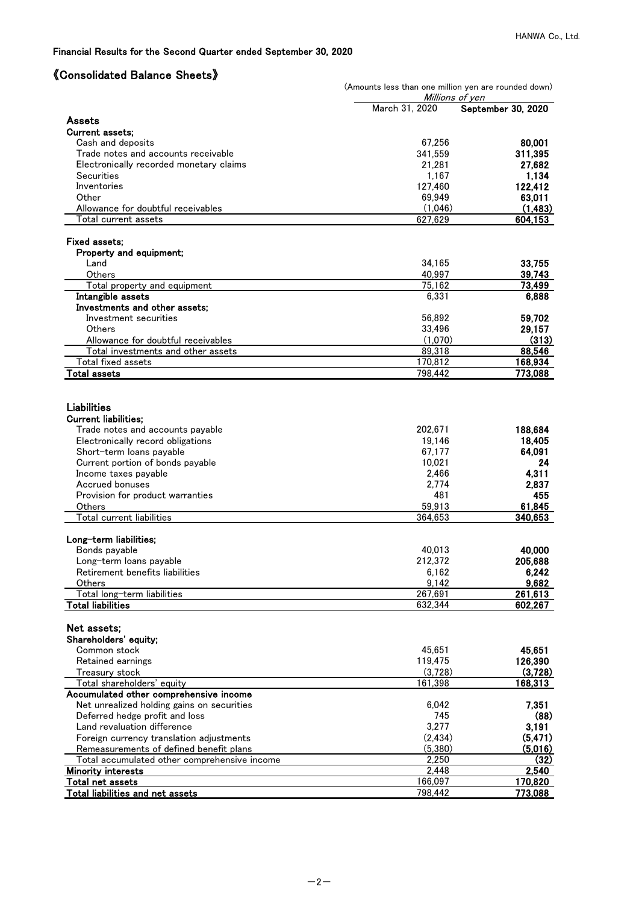Financial Results for the Second Quarter ended September 30, 2020

## 《Consolidated Balance Sheets》

(Amounts less than one million yen are rounded down)

| | Millions of yen | |
|---|---|---|
| | March 31, 2020 | **September 30, 2020** |
| **Assets** | | |
| **Current assets;** | | |
| Cash and deposits | 67,256 | **80,001** |
| Trade notes and accounts receivable | 341,559 | **311,395** |
| Electronically recorded monetary claims | 21,281 | **27,682** |
| Securities | 1,167 | **1,134** |
| Inventories | 127,460 | **122,412** |
| Other | 69,949 | **63,011** |
| Allowance for doubtful receivables | (1,046) | **(1,483)** |
| Total current assets | 627,629 | **604,153** |
| **Fixed assets;** | | |
| **Property and equipment;** | | |
| Land | 34,165 | **33,755** |
| Others | 40,997 | **39,743** |
| Total property and equipment | 75,162 | **73,499** |
| **Intangible assets** | 6,331 | **6,888** |
| **Investments and other assets;** | | |
| Investment securities | 56,892 | **59,702** |
| Others | 33,496 | **29,157** |
| Allowance for doubtful receivables | (1,070) | **(313)** |
| Total investments and other assets | 89,318 | **88,546** |
| Total fixed assets | 170,812 | **168,934** |
| **Total assets** | 798,442 | **773,088** |
| **Liabilities** | | |
| **Current liabilities;** | | |
| Trade notes and accounts payable | 202,671 | **188,684** |
| Electronically record obligations | 19,146 | **18,405** |
| Short-term loans payable | 67,177 | **64,091** |
| Current portion of bonds payable | 10,021 | **24** |
| Income taxes payable | 2,466 | **4,311** |
| Accrued bonuses | 2,774 | **2,837** |
| Provision for product warranties | 481 | **455** |
| Others | 59,913 | **61,845** |
| Total current liabilities | 364,653 | **340,653** |
| **Long-term liabilities;** | | |
| Bonds payable | 40,013 | **40,000** |
| Long-term loans payable | 212,372 | **205,688** |
| Retirement benefits liabilities | 6,162 | **6,242** |
| Others | 9,142 | **9,682** |
| Total long-term liabilities | 267,691 | **261,613** |
| **Total liabilities** | 632,344 | **602,267** |
| **Net assets;** | | |
| **Shareholders' equity;** | | |
| Common stock | 45,651 | **45,651** |
| Retained earnings | 119,475 | **126,390** |
| Treasury stock | (3,728) | **(3,728)** |
| Total shareholders' equity | 161,398 | **168,313** |
| **Accumulated other comprehensive income** | | |
| Net unrealized holding gains on securities | 6,042 | **7,351** |
| Deferred hedge profit and loss | 745 | **(88)** |
| Land revaluation difference | 3,277 | **3,191** |
| Foreign currency translation adjustments | (2,434) | **(5,471)** |
| Remeasurements of defined benefit plans | (5,380) | **(5,016)** |
| Total accumulated other comprehensive income | 2,250 | **(32)** |
| **Minority interests** | 2,448 | **2,540** |
| **Total net assets** | 166,097 | **170,820** |
| **Total liabilities and net assets** | 798,442 | **773,088** |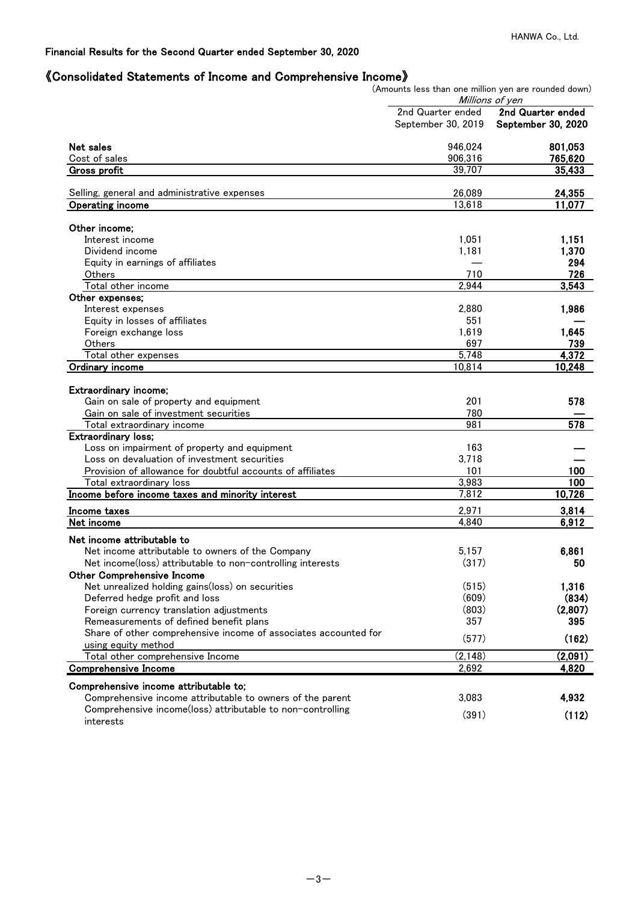HANWA Co., Ltd.

**Financial Results for the Second Quarter ended September 30, 2020**

## 《Consolidated Statements of Income and Comprehensive Income》

(Amounts less than one million yen are rounded down)

| | *Millions of yen* | |
|---|---|---|
| | 2nd Quarter ended September 30, 2019 | **2nd Quarter ended September 30, 2020** |
| **Net sales** | 946,024 | **801,053** |
| Cost of sales | 906,316 | **765,620** |
| **Gross profit** | 39,707 | **35,433** |
| Selling, general and administrative expenses | 26,089 | **24,355** |
| **Operating income** | 13,618 | **11,077** |
| **Other income;** | | |
| Interest income | 1,051 | **1,151** |
| Dividend income | 1,181 | **1,370** |
| Equity in earnings of affiliates | — | **294** |
| Others | 710 | **726** |
| Total other income | 2,944 | **3,543** |
| **Other expenses;** | | |
| Interest expenses | 2,880 | **1,986** |
| Equity in losses of affiliates | 551 | **—** |
| Foreign exchange loss | 1,619 | **1,645** |
| Others | 697 | **739** |
| Total other expenses | 5,748 | **4,372** |
| **Ordinary income** | 10,814 | **10,248** |
| **Extraordinary income;** | | |
| Gain on sale of property and equipment | 201 | **578** |
| Gain on sale of investment securities | 780 | **—** |
| Total extraordinary income | 981 | **578** |
| **Extraordinary loss;** | | |
| Loss on impairment of property and equipment | 163 | **—** |
| Loss on devaluation of investment securities | 3,718 | **—** |
| Provision of allowance for doubtful accounts of affiliates | 101 | **100** |
| Total extraordinary loss | 3,983 | **100** |
| **Income before income taxes and minority interest** | 7,812 | **10,726** |
| **Income taxes** | 2,971 | **3,814** |
| **Net income** | 4,840 | **6,912** |
| **Net income attributable to** | | |
| Net income attributable to owners of the Company | 5,157 | **6,861** |
| Net income(loss) attributable to non-controlling interests | (317) | **50** |
| **Other Comprehensive Income** | | |
| Net unrealized holding gains(loss) on securities | (515) | **1,316** |
| Deferred hedge profit and loss | (609) | **(834)** |
| Foreign currency translation adjustments | (803) | **(2,807)** |
| Remeasurements of defined benefit plans | 357 | **395** |
| Share of other comprehensive income of associates accounted for using equity method | (577) | **(162)** |
| Total other comprehensive Income | (2,148) | **(2,091)** |
| **Comprehensive Income** | 2,692 | **4,820** |
| **Comprehensive income attributable to;** | | |
| Comprehensive income attributable to owners of the parent | 3,083 | **4,932** |
| Comprehensive income(loss) attributable to non-controlling interests | (391) | **(112)** |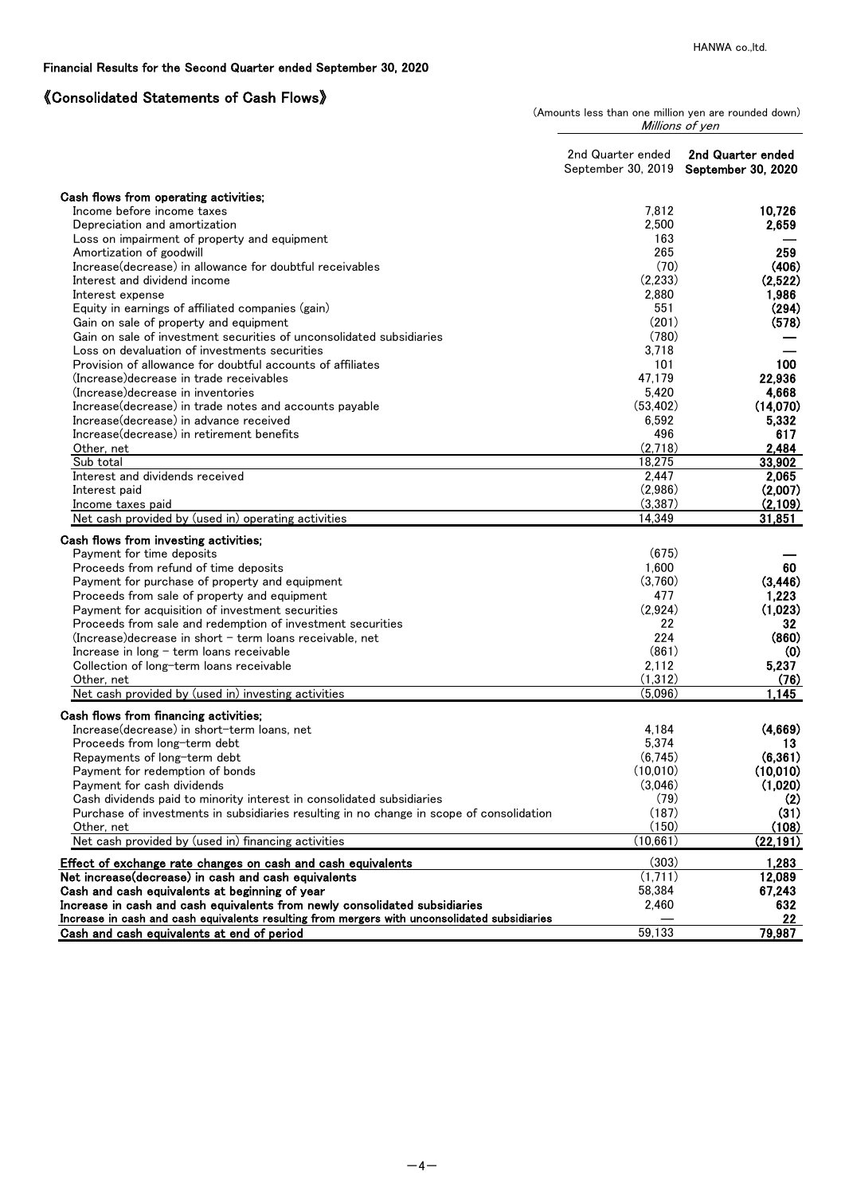Financial Results for the Second Quarter ended September 30, 2020

## 《Consolidated Statements of Cash Flows》

(Amounts less than one million yen are rounded down)

| | Millions of yen | |
|---|---|---|
| | 2nd Quarter ended September 30, 2019 | **2nd Quarter ended September 30, 2020** |
| **Cash flows from operating activities;** | | |
| Income before income taxes | 7,812 | **10,726** |
| Depreciation and amortization | 2,500 | **2,659** |
| Loss on impairment of property and equipment | 163 | **—** |
| Amortization of goodwill | 265 | **259** |
| Increase(decrease) in allowance for doubtful receivables | (70) | **(406)** |
| Interest and dividend income | (2,233) | **(2,522)** |
| Interest expense | 2,880 | **1,986** |
| Equity in earnings of affiliated companies (gain) | 551 | **(294)** |
| Gain on sale of property and equipment | (201) | **(578)** |
| Gain on sale of investment securities of unconsolidated subsidiaries | (780) | **—** |
| Loss on devaluation of investments securities | 3,718 | **—** |
| Provision of allowance for doubtful accounts of affiliates | 101 | **100** |
| (Increase)decrease in trade receivables | 47,179 | **22,936** |
| (Increase)decrease in inventories | 5,420 | **4,668** |
| Increase(decrease) in trade notes and accounts payable | (53,402) | **(14,070)** |
| Increase(decrease) in advance received | 6,592 | **5,332** |
| Increase(decrease) in retirement benefits | 496 | **617** |
| Other, net | (2,718) | **2,484** |
| Sub total | 18,275 | **33,902** |
| Interest and dividends received | 2,447 | **2,065** |
| Interest paid | (2,986) | **(2,007)** |
| Income taxes paid | (3,387) | **(2,109)** |
| Net cash provided by (used in) operating activities | 14,349 | **31,851** |
| **Cash flows from investing activities;** | | |
| Payment for time deposits | (675) | **—** |
| Proceeds from refund of time deposits | 1,600 | **60** |
| Payment for purchase of property and equipment | (3,760) | **(3,446)** |
| Proceeds from sale of property and equipment | 477 | **1,223** |
| Payment for acquisition of investment securities | (2,924) | **(1,023)** |
| Proceeds from sale and redemption of investment securities | 22 | **32** |
| (Increase)decrease in short – term loans receivable, net | 224 | **(860)** |
| Increase in long – term loans receivable | (861) | **(0)** |
| Collection of long-term loans receivable | 2,112 | **5,237** |
| Other, net | (1,312) | **(76)** |
| Net cash provided by (used in) investing activities | (5,096) | **1,145** |
| **Cash flows from financing activities;** | | |
| Increase(decrease) in short-term loans, net | 4,184 | **(4,669)** |
| Proceeds from long-term debt | 5,374 | **13** |
| Repayments of long-term debt | (6,745) | **(6,361)** |
| Payment for redemption of bonds | (10,010) | **(10,010)** |
| Payment for cash dividends | (3,046) | **(1,020)** |
| Cash dividends paid to minority interest in consolidated subsidiaries | (79) | **(2)** |
| Purchase of investments in subsidiaries resulting in no change in scope of consolidation | (187) | **(31)** |
| Other, net | (150) | **(108)** |
| Net cash provided by (used in) financing activities | (10,661) | **(22,191)** |
| **Effect of exchange rate changes on cash and cash equivalents** | (303) | **1,283** |
| **Net increase(decrease) in cash and cash equivalents** | (1,711) | **12,089** |
| **Cash and cash equivalents at beginning of year** | 58,384 | **67,243** |
| **Increase in cash and cash equivalents from newly consolidated subsidiaries** | 2,460 | **632** |
| **Increase in cash and cash equivalents resulting from mergers with unconsolidated subsidiaries** | — | **22** |
| **Cash and cash equivalents at end of period** | 59,133 | **79,987** |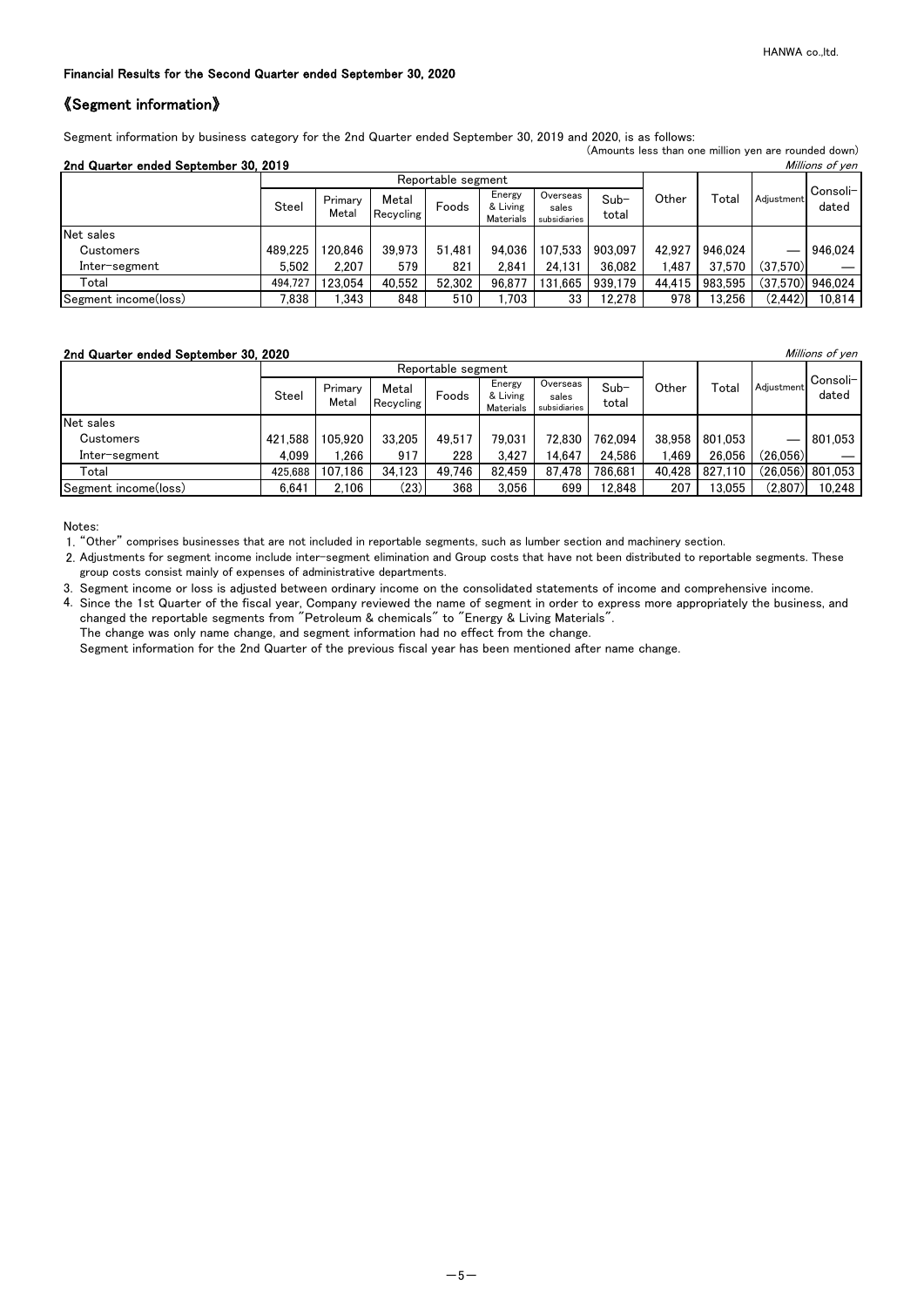Financial Results for the Second Quarter ended September 30, 2020

## 《Segment information》

Segment information by business category for the 2nd Quarter ended September 30, 2019 and 2020, is as follows:

(Amounts less than one million yen are rounded down)

### 2nd Quarter ended September 30, 2019

*Millions of yen*

| | Reportable segment | | | | | | | Other | Total | Adjustment | Consoli-dated |
|---|---|---|---|---|---|---|---|---|---|---|---|
| | Steel | Primary Metal | Metal Recycling | Foods | Energy & Living Materials | Overseas sales subsidiaries | Sub-total | | | | |
| Net sales | | | | | | | | | | | |
| Customers | 489,225 | 120,846 | 39,973 | 51,481 | 94,036 | 107,533 | 903,097 | 42,927 | 946,024 | ― | 946,024 |
| Inter-segment | 5,502 | 2,207 | 579 | 821 | 2,841 | 24,131 | 36,082 | 1,487 | 37,570 | (37,570) | ― |
| Total | 494,727 | 123,054 | 40,552 | 52,302 | 96,877 | 131,665 | 939,179 | 44,415 | 983,595 | (37,570) | 946,024 |
| Segment income(loss) | 7,838 | 1,343 | 848 | 510 | 1,703 | 33 | 12,278 | 978 | 13,256 | (2,442) | 10,814 |

### 2nd Quarter ended September 30, 2020

*Millions of yen*

| | Reportable segment | | | | | | | Other | Total | Adjustment | Consoli-dated |
|---|---|---|---|---|---|---|---|---|---|---|---|
| | Steel | Primary Metal | Metal Recycling | Foods | Energy & Living Materials | Overseas sales subsidiaries | Sub-total | | | | |
| Net sales | | | | | | | | | | | |
| Customers | 421,588 | 105,920 | 33,205 | 49,517 | 79,031 | 72,830 | 762,094 | 38,958 | 801,053 | ― | 801,053 |
| Inter-segment | 4,099 | 1,266 | 917 | 228 | 3,427 | 14,647 | 24,586 | 1,469 | 26,056 | (26,056) | ― |
| Total | 425,688 | 107,186 | 34,123 | 49,746 | 82,459 | 87,478 | 786,681 | 40,428 | 827,110 | (26,056) | 801,053 |
| Segment income(loss) | 6,641 | 2,106 | (23) | 368 | 3,056 | 699 | 12,848 | 207 | 13,055 | (2,807) | 10,248 |

Notes:

1. "Other" comprises businesses that are not included in reportable segments, such as lumber section and machinery section.
2. Adjustments for segment income include inter-segment elimination and Group costs that have not been distributed to reportable segments. These group costs consist mainly of expenses of administrative departments.
3. Segment income or loss is adjusted between ordinary income on the consolidated statements of income and comprehensive income.
4. Since the 1st Quarter of the fiscal year, Company reviewed the name of segment in order to express more appropriately the business, and changed the reportable segments from "Petroleum & chemicals" to "Energy & Living Materials".
   The change was only name change, and segment information had no effect from the change.
   Segment information for the 2nd Quarter of the previous fiscal year has been mentioned after name change.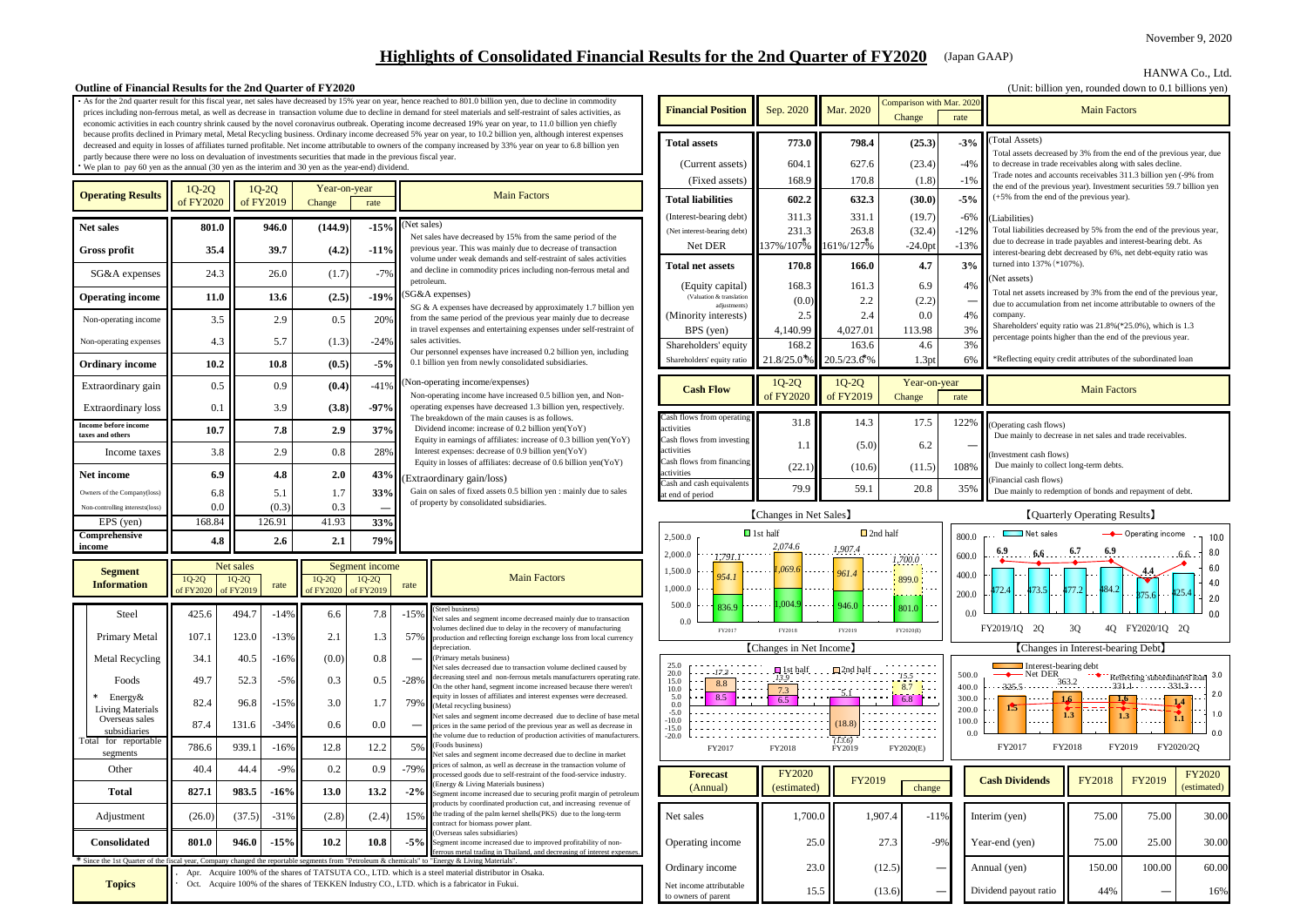November 9, 2020

# Highlights of Consolidated Financial Results for the 2nd Quarter of FY2020

(Japan GAAP)

HANWA Co., Ltd.

(Unit: billion yen, rounded down to 0.1 billions yen)

## Outline of Financial Results for the 2nd Quarter of FY2020

・As for the 2nd quarter result for this fiscal year, net sales have decreased by 15% year on year, hence reached to 801.0 billion yen, due to decline in commodity prices including non-ferrous metal, as well as decrease in transaction volume due to decline in demand for steel materials and self-restraint of sales activities, as economic activities in each country shrink caused by the novel coronavirus outbreak. Operating income decreased 19% year on year, to 11.0 billion yen chiefly because profits declined in Primary metal, Metal Recycling business. Ordinary income decreased 5% year on year, to 10.2 billion yen, although interest expenses decreased and equity in losses of affiliates turned profitable. Net income attributable to owners of the company increased by 33% year on year to 6.8 billion yen partly because there were no loss on devaluation of investments securities that made in the previous fiscal year.

・We plan to pay 60 yen as the annual (30 yen as the interim and 30 yen as the year-end) dividend.

| Operating Results | 1Q-2Q of FY2020 | 1Q-2Q of FY2019 | Year-on-year Change | rate |
|---|---|---|---|---|
| Net sales | 801.0 | 946.0 | (144.9) | -15% |
| Gross profit | 35.4 | 39.7 | (4.2) | -11% |
| SG&A expenses | 24.3 | 26.0 | (1.7) | -7% |
| Operating income | 11.0 | 13.6 | (2.5) | -19% |
| Non-operating income | 3.5 | 2.9 | 0.5 | 20% |
| Non-operating expenses | 4.3 | 5.7 | (1.3) | -24% |
| Ordinary income | 10.2 | 10.8 | (0.5) | -5% |
| Extraordinary gain | 0.5 | 0.9 | (0.4) | -41% |
| Extraordinary loss | 0.1 | 3.9 | (3.8) | -97% |
| Income before income taxes and others | 10.7 | 7.8 | 2.9 | 37% |
| Income taxes | 3.8 | 2.9 | 0.8 | 28% |
| Net income | 6.9 | 4.8 | 2.0 | 43% |
| Owners of the Company(loss) | 6.8 | 5.1 | 1.7 | 33% |
| Non-controlling interests(loss) | 0.0 | (0.3) | 0.3 | — |
| EPS (yen) | 168.84 | 126.91 | 41.93 | 33% |
| Comprehensive income | 4.8 | 2.6 | 2.1 | 79% |

**Main Factors**

(Net sales)
Net sales have decreased by 15% from the same period of the previous year. This was mainly due to decrease of transaction volume under weak demands and self-restraint of sales activities and decline in commodity prices including non-ferrous metal and petroleum.

(SG&A expenses)
SG & A expenses have decreased by approximately 1.7 billion yen from the same period of the previous year mainly due to decrease in travel expenses and entertaining expenses under self-restraint of sales activities.
Our personnel expenses have increased 0.2 billion yen, including 0.1 billion yen from newly consolidated subsidiaries.

(Non-operating income/expenses)
Non-operating income have increased 0.5 billion yen, and Non-operating expenses have decreased 1.3 billion yen, respectively.
The breakdown of the main causes is as follows.
Dividend income: increase of 0.2 billion yen(YoY)
Equity in earnings of affiliates: increase of 0.3 billion yen(YoY)
Interest expenses: decrease of 0.9 billion yen(YoY)
Equity in losses of affiliates: decrease of 0.6 billion yen(YoY)

(Extraordinary gain/loss)
Gain on sales of fixed assets 0.5 billion yen : mainly due to sales of property by consolidated subsidiaries.

| Segment Information | Net sales 1Q-2Q of FY2020 | Net sales 1Q-2Q of FY2019 | rate | Segment income 1Q-2Q of FY2020 | Segment income 1Q-2Q of FY2019 | rate |
|---|---|---|---|---|---|---|
| Steel | 425.6 | 494.7 | -14% | 6.6 | 7.8 | -15% |
| Primary Metal | 107.1 | 123.0 | -13% | 2.1 | 1.3 | 57% |
| Metal Recycling | 34.1 | 40.5 | -16% | (0.0) | 0.8 | — |
| Foods | 49.7 | 52.3 | -5% | 0.3 | 0.5 | -28% |
| * Energy& Living Materials | 82.4 | 96.8 | -15% | 3.0 | 1.7 | 79% |
| Overseas sales subsidiaries | 87.4 | 131.6 | -34% | 0.6 | 0.0 | — |
| Total for reportable segments | 786.6 | 939.1 | -16% | 12.8 | 12.2 | 5% |
| Other | 40.4 | 44.4 | -9% | 0.2 | 0.9 | -79% |
| Total | 827.1 | 983.5 | -16% | 13.0 | 13.2 | -2% |
| Adjustment | (26.0) | (37.5) | -31% | (2.8) | (2.4) | 15% |
| Consolidated | 801.0 | 946.0 | -15% | 10.2 | 10.8 | -5% |

**Main Factors**

(Steel business)
Net sales and segment income decreased mainly due to transaction volumes declined due to delay in the recovery of manufacturing production and reflecting foreign exchange loss from local currency depreciation.

(Primary metals business)
Net sales decreased due to transaction volume declined caused by decreasing steel and non-ferrous metals manufacturers operating rate. On the other hand, segment income increased because there weren't equity in losses of affiliates and interest expenses were decreased.

(Metal recycling business)
Net sales and segment income decreased due to decline of base metal prices in the same period of the previous year as well as decrease in the volume due to reduction of production activities of manufacturers.

(Foods business)
Net sales and segment income decreased due to decline in market prices of salmon, as well as decrease in the transaction volume of processed goods due to self-restraint of the food-service industry.

(Energy & Living Materials business)
Segment income increased due to securing profit margin of petroleum products by coordinated production cut, and increasing revenue of the trading of the palm kernel shells(PKS) due to the long-term contract for biomass power plant.

(Overseas sales subsidiaries)
Segment income increased due to improved profitability of non-ferrous metal trading in Thailand, and decreasing of interest expenses.

* Since the 1st Quarter of the fiscal year, Company changed the reportable segments from "Petroleum & chemicals" to "Energy & Living Materials".

**Topics**

・Apr. Acquire 100% of the shares of TATSUTA CO., LTD. which is a steel material distributor in Osaka.
・Oct. Acquire 100% of the shares of TEKKEN Industry CO., LTD. which is a fabricator in Fukui.

| Financial Position | Sep. 2020 | Mar. 2020 | Comparison with Mar. 2020 Change | rate |
|---|---|---|---|---|
| Total assets | 773.0 | 798.4 | (25.3) | -3% |
| (Current assets) | 604.1 | 627.6 | (23.4) | -4% |
| (Fixed assets) | 168.9 | 170.8 | (1.8) | -1% |
| Total liabilities | 602.2 | 632.3 | (30.0) | -5% |
| (Interest-bearing debt) | 311.3 | 331.1 | (19.7) | -6% |
| (Net interest-bearing debt) | 231.3 | 263.8 | (32.4) | -12% |
| Net DER | 137%/107*% | 161%/127*% | -24.0pt | -13% |
| Total net assets | 170.8 | 166.0 | 4.7 | 3% |
| (Equity capital) | 168.3 | 161.3 | 6.9 | 4% |
| (Valuation & translation adjustments) | (0.0) | 2.2 | (2.2) | — |
| (Minority interests) | 2.5 | 2.4 | 0.0 | 4% |
| BPS (yen) | 4,140.99 | 4,027.01 | 113.98 | 3% |
| Shareholders' equity | 168.2 | 163.6 | 4.6 | 3% |
| Shareholders' equity ratio | 21.8/25.0*% | 20.5/23.6*% | 1.3pt | 6% |

**Main Factors**

(Total Assets)
Total assets decreased by 3% from the end of the previous year, due to decrease in trade receivables along with sales decline.
Trade notes and accounts receivables 311.3 billion yen (-9% from the end of the previous year). Investment securities 59.7 billion yen (+5% from the end of the previous year).

(Liabilities)
Total liabilities decreased by 5% from the end of the previous year, due to decrease in trade payables and interest-bearing debt. As interest-bearing debt decreased by 6%, net debt-equity ratio was turned into 137% (*107%).

(Net assets)
Total net assets increased by 3% from the end of the previous year, due to accumulation from net income attributable to owners of the company.
Shareholders' equity ratio was 21.8%(*25.0%), which is 1.3 percentage points higher than the end of the previous year.

*Reflecting equity credit attributes of the subordinated loan

| Cash Flow | 1Q-2Q of FY2020 | 1Q-2Q of FY2019 | Year-on-year Change | rate |
|---|---|---|---|---|
| Cash flows from operating activities | 31.8 | 14.3 | 17.5 | 122% |
| Cash flows from investing activities | 1.1 | (5.0) | 6.2 | — |
| Cash flows from financing activities | (22.1) | (10.6) | (11.5) | 108% |
| Cash and cash equivalents at end of period | 79.9 | 59.1 | 20.8 | 35% |

**Main Factors**

(Operating cash flows)
Due mainly to decrease in net sales and trade receivables.

(Investment cash flows)
Due mainly to collect long-term debts.

(Financial cash flows)
Due mainly to redemption of bonds and repayment of debt.

【Changes in Net Sales】

1st half / 2nd half

FY2017: 1,791.1 (954.1 / 836.9)
FY2018: 2,074.6 (1,069.6 / 1,004.9)
FY2019: 1,907.4 (961.4 / 946.0)
FY2020(E): 1,700.0 (899.0 / 801.0)

【Quarterly Operating Results】

Net sales / Operating income

FY2019/1Q: 472.4 / 6.9
2Q: 473.5 / 6.6
3Q: 477.2 / 6.7
4Q: 484.2 / 6.9
FY2020/1Q: 375.6 / 4.4
2Q: 425.4 / 6.6

【Changes in Net Income】

1st half / 2nd half

FY2017: 17.3 (8.8 / 8.5)
FY2018: 13.9 (7.3 / 6.5)
FY2019: (13.6) (5.1 / (18.8))
FY2020(E): 15.5 (8.7 / 6.8)

【Changes in Interest-bearing Debt】

Interest-bearing debt / Net DER / Reflecting subordinated loan

FY2017: 325.5 / 1.5
FY2018: 363.2 / 1.6 / 1.3
FY2019: 331.1 / 1.6 / 1.3
FY2020/2Q: 331.3 / 1.4 / 1.1

| Forecast (Annual) | FY2020 (estimated) | FY2019 | change |
|---|---|---|---|
| Net sales | 1,700.0 | 1,907.4 | -11% |
| Operating income | 25.0 | 27.3 | -9% |
| Ordinary income | 23.0 | (12.5) | — |
| Net income attributable to owners of parent | 15.5 | (13.6) | — |

| Cash Dividends | FY2018 | FY2019 | FY2020 (estimated) |
|---|---|---|---|
| Interim (yen) | 75.00 | 75.00 | 30.00 |
| Year-end (yen) | 75.00 | 25.00 | 30.00 |
| Annual (yen) | 150.00 | 100.00 | 60.00 |
| Dividend payout ratio | 44% | — | 16% |